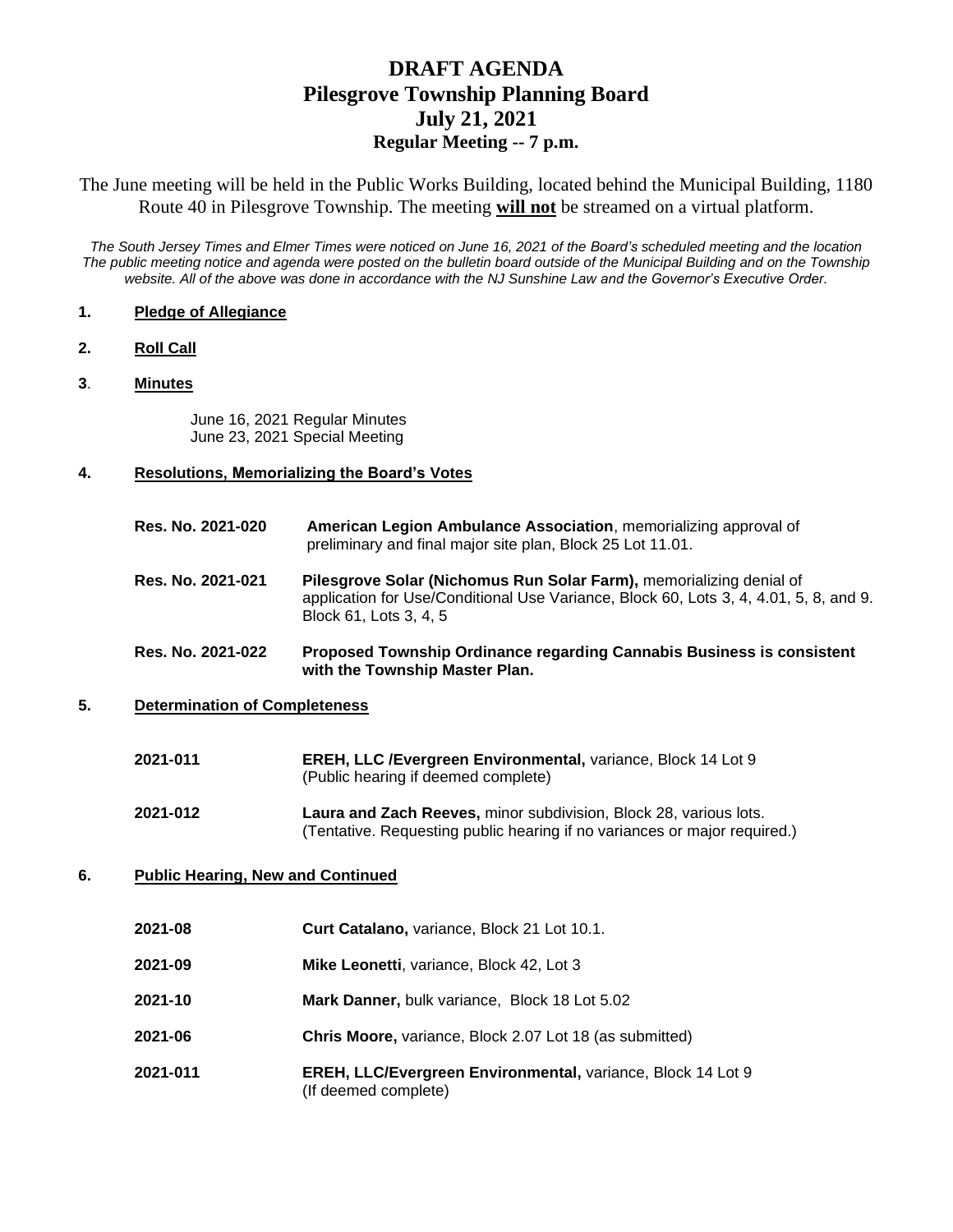# DRAFT AGENDA
# Pilesgrove Township Planning Board
## July 21, 2021
### Regular Meeting -- 7 p.m.

The June meeting will be held in the Public Works Building, located behind the Municipal Building, 1180 Route 40 in Pilesgrove Township. The meeting **will not** be streamed on a virtual platform.

*The South Jersey Times and Elmer Times were noticed on June 16, 2021 of the Board's scheduled meeting and the location The public meeting notice and agenda were posted on the bulletin board outside of the Municipal Building and on the Township website. All of the above was done in accordance with the NJ Sunshine Law and the Governor's Executive Order.*

**1. Pledge of Allegiance**

**2. Roll Call**

**3. Minutes**

June 16, 2021 Regular Minutes
June 23, 2021 Special Meeting

**4. Resolutions, Memorializing the Board's Votes**

**Res. No. 2021-020** — **American Legion Ambulance Association**, memorializing approval of preliminary and final major site plan, Block 25 Lot 11.01.

**Res. No. 2021-021** — **Pilesgrove Solar (Nichomus Run Solar Farm),** memorializing denial of application for Use/Conditional Use Variance, Block 60, Lots 3, 4, 4.01, 5, 8, and 9. Block 61, Lots 3, 4, 5

**Res. No. 2021-022** — **Proposed Township Ordinance regarding Cannabis Business is consistent with the Township Master Plan.**

**5. Determination of Completeness**

**2021-011** — **EREH, LLC /Evergreen Environmental,** variance, Block 14 Lot 9 (Public hearing if deemed complete)

**2021-012** — **Laura and Zach Reeves,** minor subdivision, Block 28, various lots. (Tentative. Requesting public hearing if no variances or major required.)

**6. Public Hearing, New and Continued**

**2021-08** — **Curt Catalano,** variance, Block 21 Lot 10.1.

**2021-09** — **Mike Leonetti**, variance, Block 42, Lot 3

**2021-10** — **Mark Danner,** bulk variance, Block 18 Lot 5.02

**2021-06** — **Chris Moore,** variance, Block 2.07 Lot 18 (as submitted)

**2021-011** — **EREH, LLC/Evergreen Environmental,** variance, Block 14 Lot 9 (If deemed complete)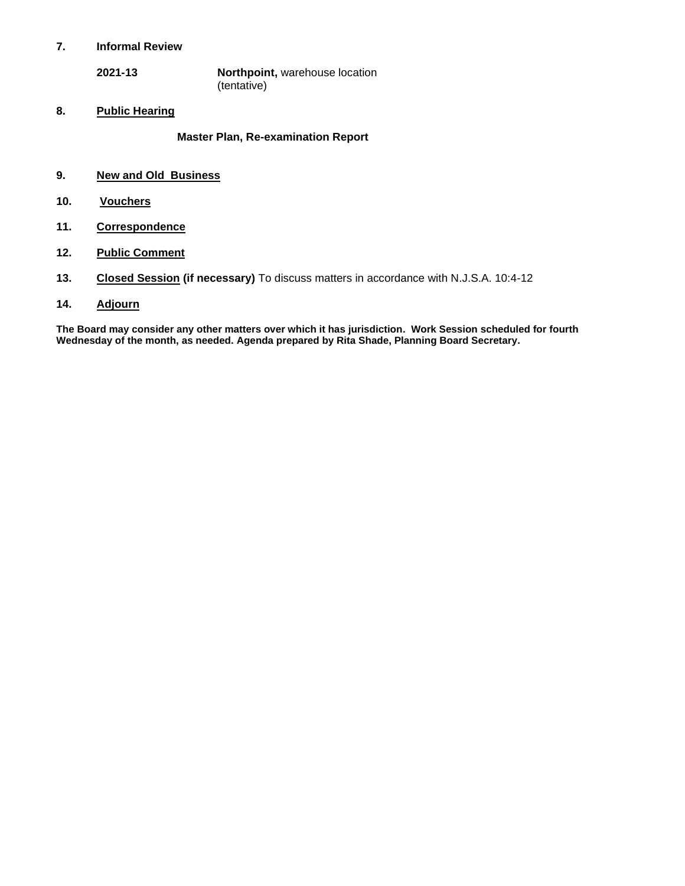**7. Informal Review**

**2021-13** **Northpoint,** warehouse location (tentative)

**8. <u>Public Hearing</u>**

**Master Plan, Re-examination Report**

**9. <u>New and Old Business</u>**

**10. <u>Vouchers</u>**

**11. <u>Correspondence</u>**

**12. <u>Public Comment</u>**

**13. <u>Closed Session</u> (if necessary)** To discuss matters in accordance with N.J.S.A. 10:4-12

**14. <u>Adjourn</u>**

**The Board may consider any other matters over which it has jurisdiction. Work Session scheduled for fourth Wednesday of the month, as needed. Agenda prepared by Rita Shade, Planning Board Secretary.**